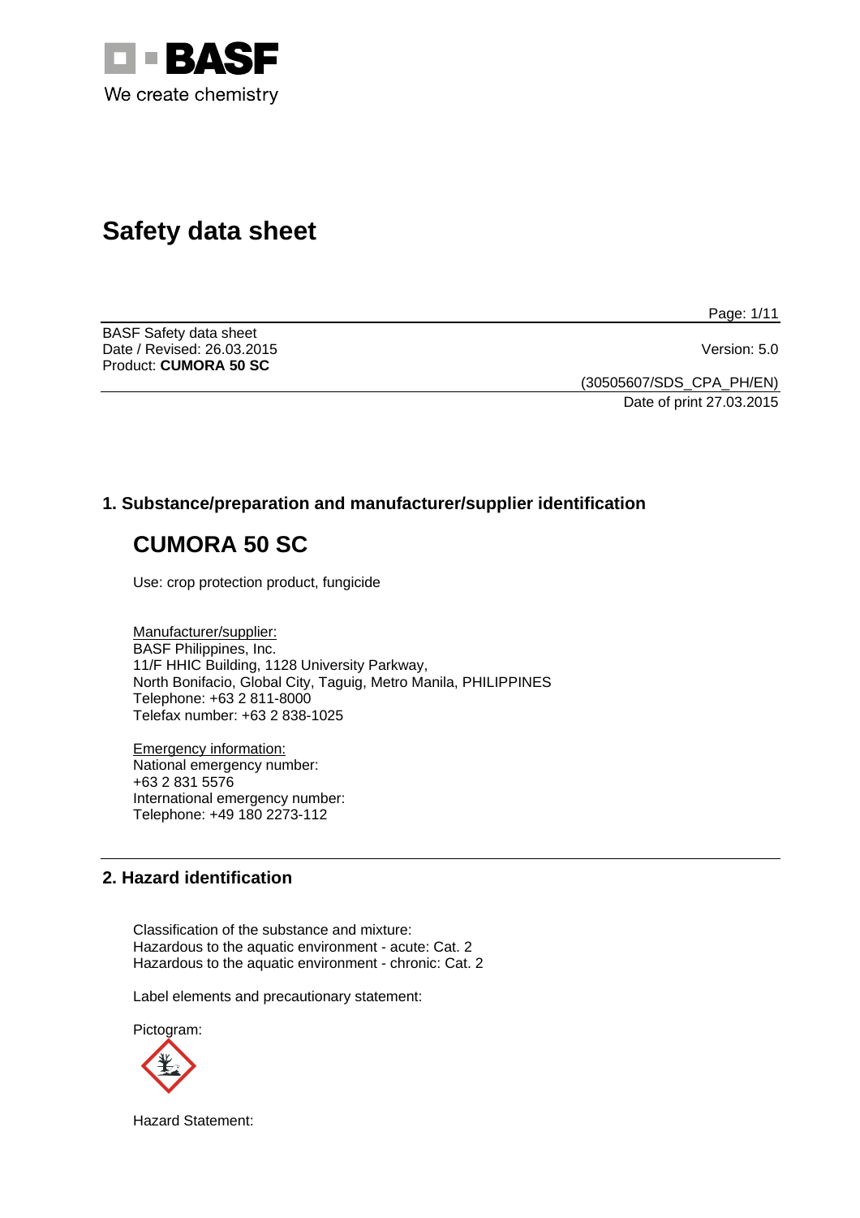# Safety data sheet

BASF Safety data sheet
Date / Revised: 26.03.2015 Version: 5.0
Product: **CUMORA 50 SC**

(30505607/SDS_CPA_PH/EN)
Date of print 27.03.2015

## 1. Substance/preparation and manufacturer/supplier identification

# CUMORA 50 SC

Use: crop protection product, fungicide

Manufacturer/supplier:
BASF Philippines, Inc.
11/F HHIC Building, 1128 University Parkway,
North Bonifacio, Global City, Taguig, Metro Manila, PHILIPPINES
Telephone: +63 2 811-8000
Telefax number: +63 2 838-1025

Emergency information:
National emergency number:
+63 2 831 5576
International emergency number:
Telephone: +49 180 2273-112

## 2. Hazard identification

Classification of the substance and mixture:
Hazardous to the aquatic environment - acute: Cat. 2
Hazardous to the aquatic environment - chronic: Cat. 2

Label elements and precautionary statement:

Pictogram:

Hazard Statement: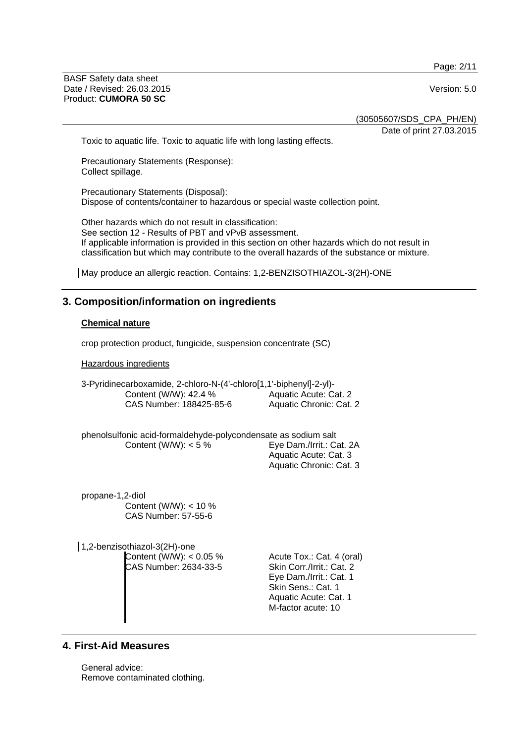Toxic to aquatic life. Toxic to aquatic life with long lasting effects.

Precautionary Statements (Response):
Collect spillage.

Precautionary Statements (Disposal):
Dispose of contents/container to hazardous or special waste collection point.

Other hazards which do not result in classification:
See section 12 - Results of PBT and vPvB assessment.
If applicable information is provided in this section on other hazards which do not result in classification but which may contribute to the overall hazards of the substance or mixture.

May produce an allergic reaction. Contains: 1,2-BENZISOTHIAZOL-3(2H)-ONE

## 3. Composition/information on ingredients

**Chemical nature**

crop protection product, fungicide, suspension concentrate (SC)

Hazardous ingredients

3-Pyridinecarboxamide, 2-chloro-N-(4'-chloro[1,1'-biphenyl]-2-yl)-

| | |
|---|---|
| Content (W/W): 42.4 % | Aquatic Acute: Cat. 2 |
| CAS Number: 188425-85-6 | Aquatic Chronic: Cat. 2 |

phenolsulfonic acid-formaldehyde-polycondensate as sodium salt

| | |
|---|---|
| Content (W/W): < 5 % | Eye Dam./Irrit.: Cat. 2A |
| | Aquatic Acute: Cat. 3 |
| | Aquatic Chronic: Cat. 3 |

propane-1,2-diol

Content (W/W): < 10 %
CAS Number: 57-55-6

1,2-benzisothiazol-3(2H)-one

| | |
|---|---|
| Content (W/W): < 0.05 % | Acute Tox.: Cat. 4 (oral) |
| CAS Number: 2634-33-5 | Skin Corr./Irrit.: Cat. 2 |
| | Eye Dam./Irrit.: Cat. 1 |
| | Skin Sens.: Cat. 1 |
| | Aquatic Acute: Cat. 1 |
| | M-factor acute: 10 |

## 4. First-Aid Measures

General advice:
Remove contaminated clothing.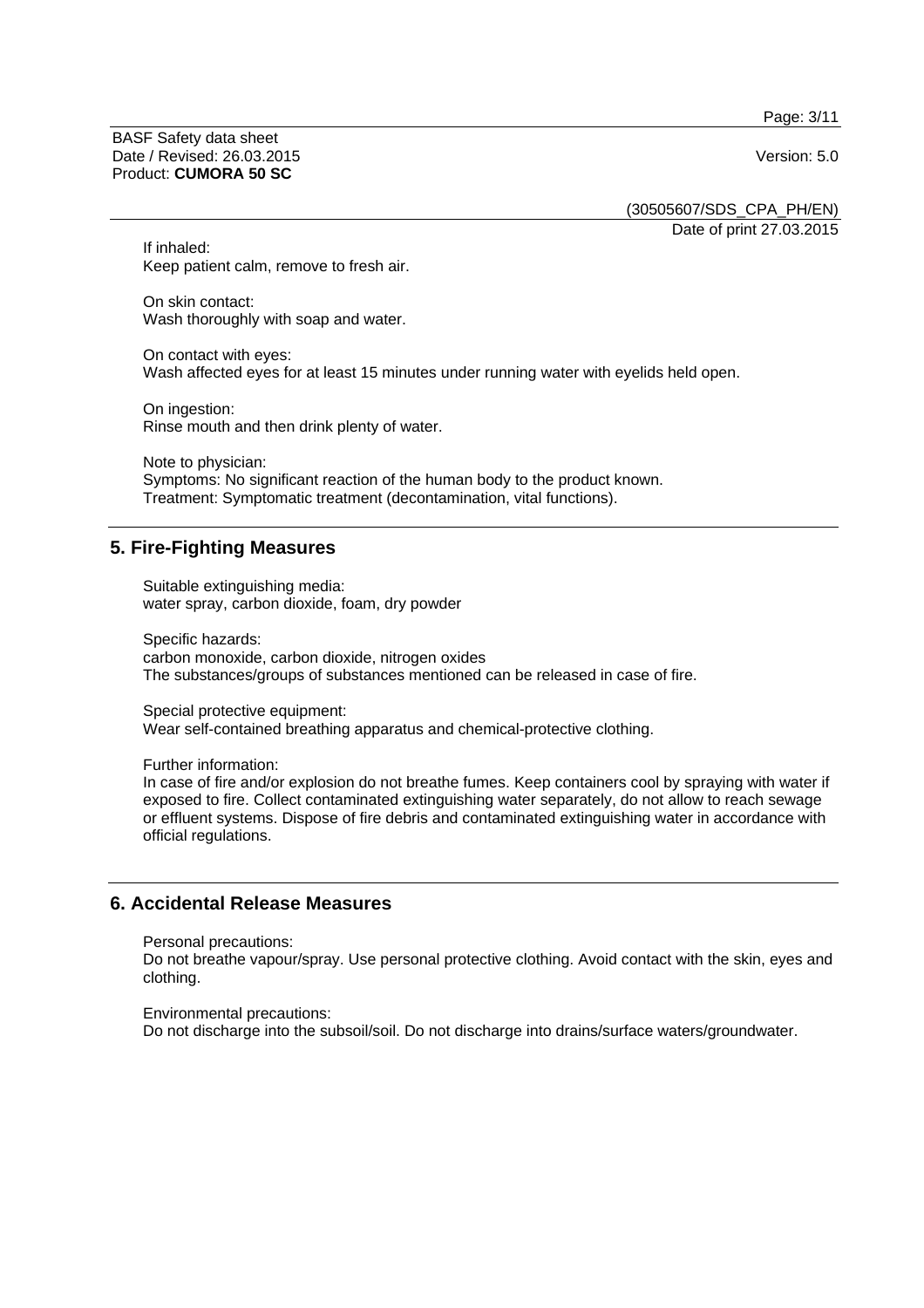If inhaled:
Keep patient calm, remove to fresh air.

On skin contact:
Wash thoroughly with soap and water.

On contact with eyes:
Wash affected eyes for at least 15 minutes under running water with eyelids held open.

On ingestion:
Rinse mouth and then drink plenty of water.

Note to physician:
Symptoms: No significant reaction of the human body to the product known.
Treatment: Symptomatic treatment (decontamination, vital functions).

## 5. Fire-Fighting Measures

Suitable extinguishing media:
water spray, carbon dioxide, foam, dry powder

Specific hazards:
carbon monoxide, carbon dioxide, nitrogen oxides
The substances/groups of substances mentioned can be released in case of fire.

Special protective equipment:
Wear self-contained breathing apparatus and chemical-protective clothing.

Further information:
In case of fire and/or explosion do not breathe fumes. Keep containers cool by spraying with water if exposed to fire. Collect contaminated extinguishing water separately, do not allow to reach sewage or effluent systems. Dispose of fire debris and contaminated extinguishing water in accordance with official regulations.

## 6. Accidental Release Measures

Personal precautions:
Do not breathe vapour/spray. Use personal protective clothing. Avoid contact with the skin, eyes and clothing.

Environmental precautions:
Do not discharge into the subsoil/soil. Do not discharge into drains/surface waters/groundwater.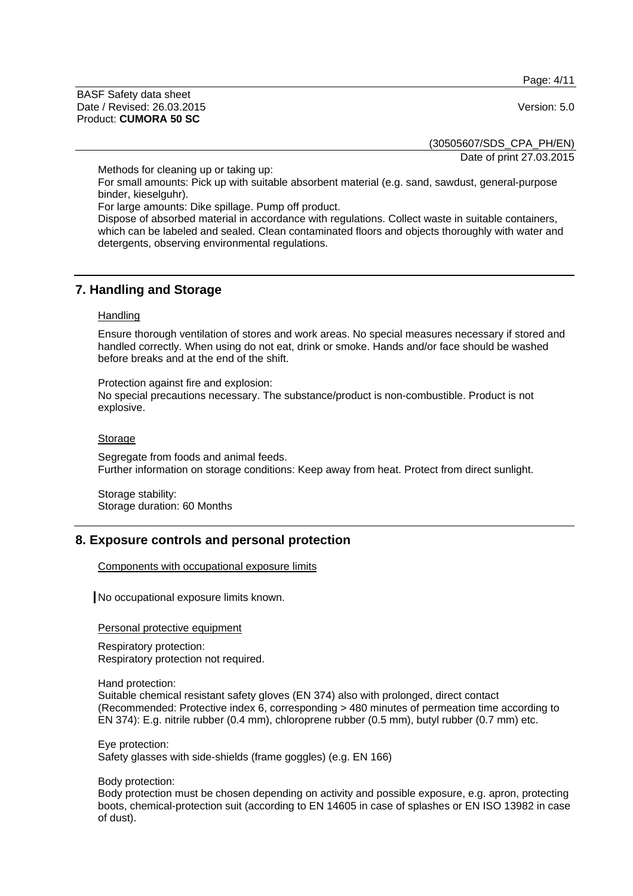Methods for cleaning up or taking up:

For small amounts: Pick up with suitable absorbent material (e.g. sand, sawdust, general-purpose binder, kieselguhr).

For large amounts: Dike spillage. Pump off product.

Dispose of absorbed material in accordance with regulations. Collect waste in suitable containers, which can be labeled and sealed. Clean contaminated floors and objects thoroughly with water and detergents, observing environmental regulations.

## 7. Handling and Storage

Handling

Ensure thorough ventilation of stores and work areas. No special measures necessary if stored and handled correctly. When using do not eat, drink or smoke. Hands and/or face should be washed before breaks and at the end of the shift.

Protection against fire and explosion:

No special precautions necessary. The substance/product is non-combustible. Product is not explosive.

Storage

Segregate from foods and animal feeds.

Further information on storage conditions: Keep away from heat. Protect from direct sunlight.

Storage stability:

Storage duration: 60 Months

## 8. Exposure controls and personal protection

Components with occupational exposure limits

No occupational exposure limits known.

Personal protective equipment

Respiratory protection:

Respiratory protection not required.

Hand protection:

Suitable chemical resistant safety gloves (EN 374) also with prolonged, direct contact (Recommended: Protective index 6, corresponding > 480 minutes of permeation time according to EN 374): E.g. nitrile rubber (0.4 mm), chloroprene rubber (0.5 mm), butyl rubber (0.7 mm) etc.

Eye protection:

Safety glasses with side-shields (frame goggles) (e.g. EN 166)

Body protection:

Body protection must be chosen depending on activity and possible exposure, e.g. apron, protecting boots, chemical-protection suit (according to EN 14605 in case of splashes or EN ISO 13982 in case of dust).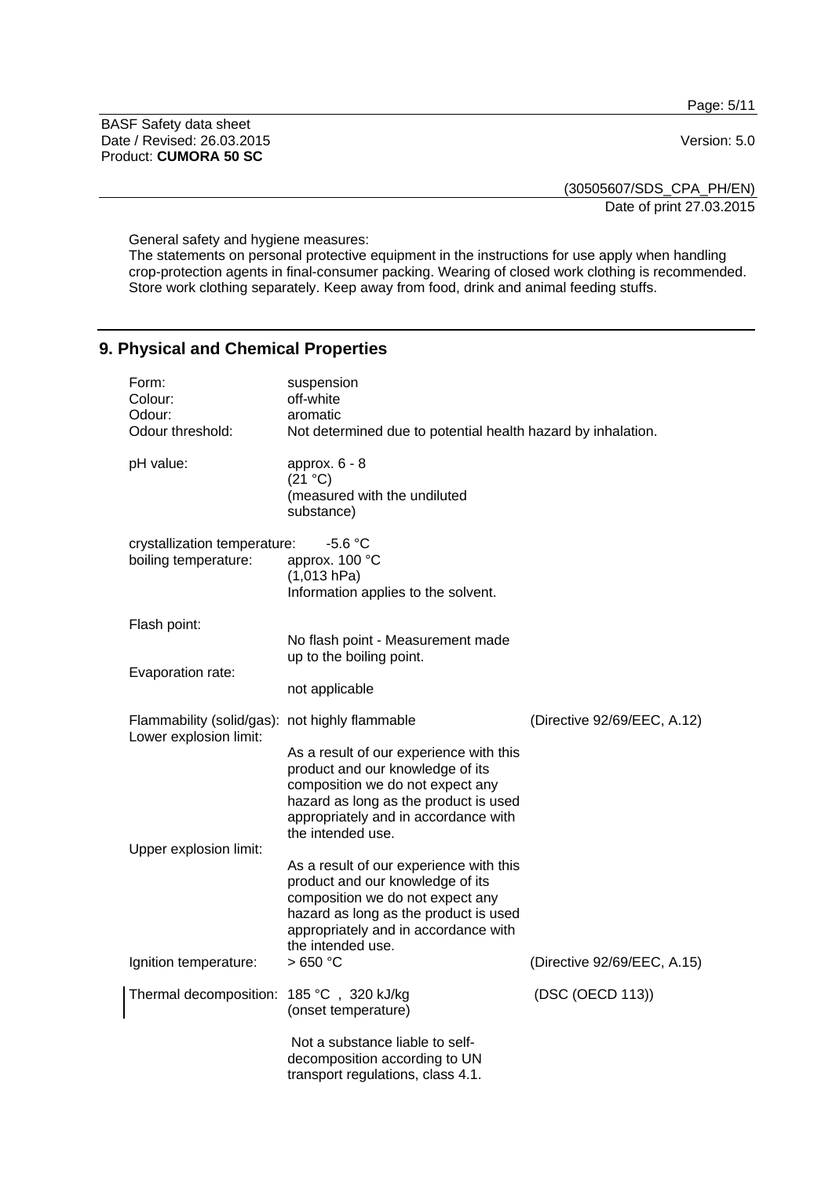General safety and hygiene measures:
The statements on personal protective equipment in the instructions for use apply when handling crop-protection agents in final-consumer packing. Wearing of closed work clothing is recommended. Store work clothing separately. Keep away from food, drink and animal feeding stuffs.

## 9. Physical and Chemical Properties

| | | |
|---|---|---|
| Form: | suspension | |
| Colour: | off-white | |
| Odour: | aromatic | |
| Odour threshold: | Not determined due to potential health hazard by inhalation. | |
| pH value: | approx. 6 - 8 (21 °C) (measured with the undiluted substance) | |
| crystallization temperature: | -5.6 °C | |
| boiling temperature: | approx. 100 °C (1,013 hPa) Information applies to the solvent. | |
| Flash point: | No flash point - Measurement made up to the boiling point. | |
| Evaporation rate: | not applicable | |
| Flammability (solid/gas): | not highly flammable | (Directive 92/69/EEC, A.12) |
| Lower explosion limit: | As a result of our experience with this product and our knowledge of its composition we do not expect any hazard as long as the product is used appropriately and in accordance with the intended use. | |
| Upper explosion limit: | As a result of our experience with this product and our knowledge of its composition we do not expect any hazard as long as the product is used appropriately and in accordance with the intended use. | |
| Ignition temperature: | > 650 °C | (Directive 92/69/EEC, A.15) |
| Thermal decomposition: | 185 °C , 320 kJ/kg (onset temperature) | (DSC (OECD 113)) |
| | Not a substance liable to self-decomposition according to UN transport regulations, class 4.1. | |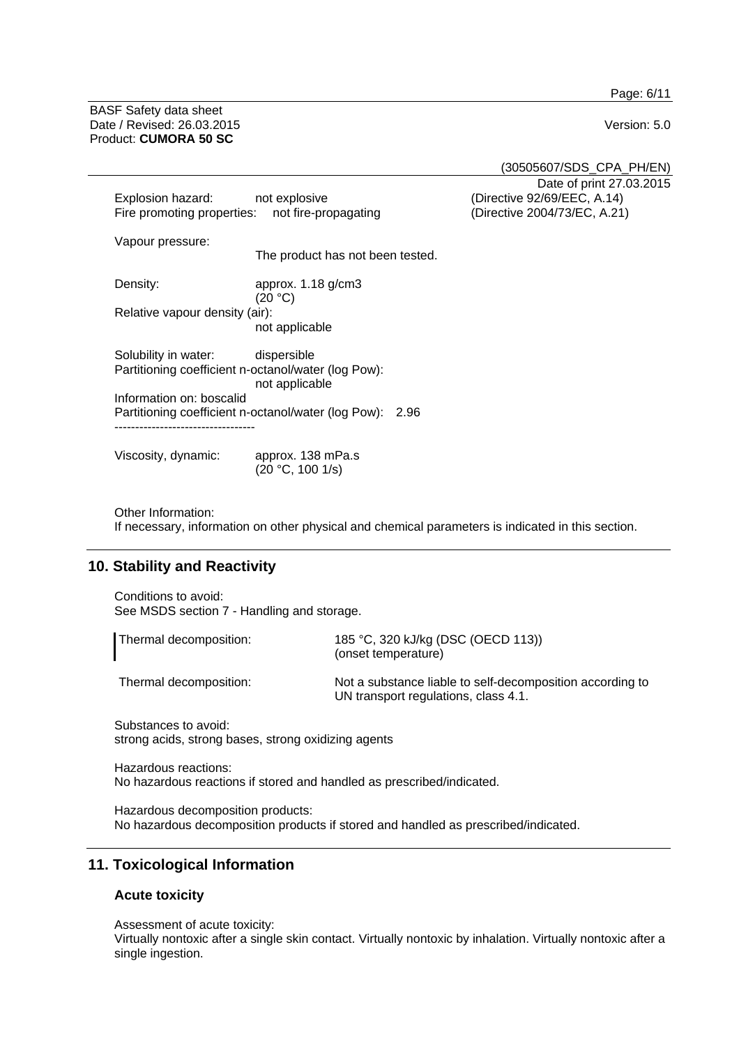Explosion hazard: not explosive (Directive 92/69/EEC, A.14)
Fire promoting properties: not fire-propagating (Directive 2004/73/EC, A.21)

Vapour pressure:
The product has not been tested.

Density: approx. 1.18 g/cm3 (20 °C)

Relative vapour density (air):
not applicable

Solubility in water: dispersible

Partitioning coefficient n-octanol/water (log Pow):
not applicable

Information on: boscalid
Partitioning coefficient n-octanol/water (log Pow): 2.96

----------------------------------

Viscosity, dynamic: approx. 138 mPa.s (20 °C, 100 1/s)

Other Information:
If necessary, information on other physical and chemical parameters is indicated in this section.

## 10. Stability and Reactivity

Conditions to avoid:
See MSDS section 7 - Handling and storage.

Thermal decomposition: 185 °C, 320 kJ/kg (DSC (OECD 113)) (onset temperature)

Thermal decomposition: Not a substance liable to self-decomposition according to UN transport regulations, class 4.1.

Substances to avoid:
strong acids, strong bases, strong oxidizing agents

Hazardous reactions:
No hazardous reactions if stored and handled as prescribed/indicated.

Hazardous decomposition products:
No hazardous decomposition products if stored and handled as prescribed/indicated.

## 11. Toxicological Information

### Acute toxicity

Assessment of acute toxicity:
Virtually nontoxic after a single skin contact. Virtually nontoxic by inhalation. Virtually nontoxic after a single ingestion.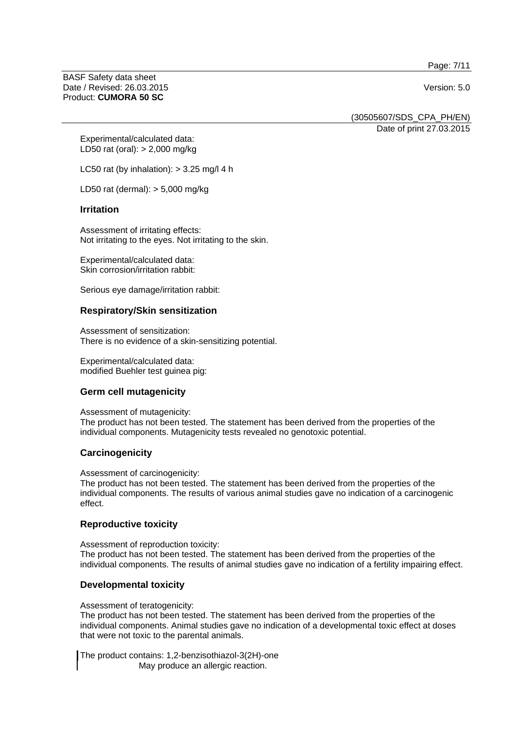Experimental/calculated data:
LD50 rat (oral): > 2,000 mg/kg

LC50 rat (by inhalation): > 3.25 mg/l 4 h

LD50 rat (dermal): > 5,000 mg/kg

## Irritation

Assessment of irritating effects:
Not irritating to the eyes. Not irritating to the skin.

Experimental/calculated data:
Skin corrosion/irritation rabbit:

Serious eye damage/irritation rabbit:

## Respiratory/Skin sensitization

Assessment of sensitization:
There is no evidence of a skin-sensitizing potential.

Experimental/calculated data:
modified Buehler test guinea pig:

## Germ cell mutagenicity

Assessment of mutagenicity:
The product has not been tested. The statement has been derived from the properties of the individual components. Mutagenicity tests revealed no genotoxic potential.

## Carcinogenicity

Assessment of carcinogenicity:
The product has not been tested. The statement has been derived from the properties of the individual components. The results of various animal studies gave no indication of a carcinogenic effect.

## Reproductive toxicity

Assessment of reproduction toxicity:
The product has not been tested. The statement has been derived from the properties of the individual components. The results of animal studies gave no indication of a fertility impairing effect.

## Developmental toxicity

Assessment of teratogenicity:
The product has not been tested. The statement has been derived from the properties of the individual components. Animal studies gave no indication of a developmental toxic effect at doses that were not toxic to the parental animals.

The product contains: 1,2-benzisothiazol-3(2H)-one
May produce an allergic reaction.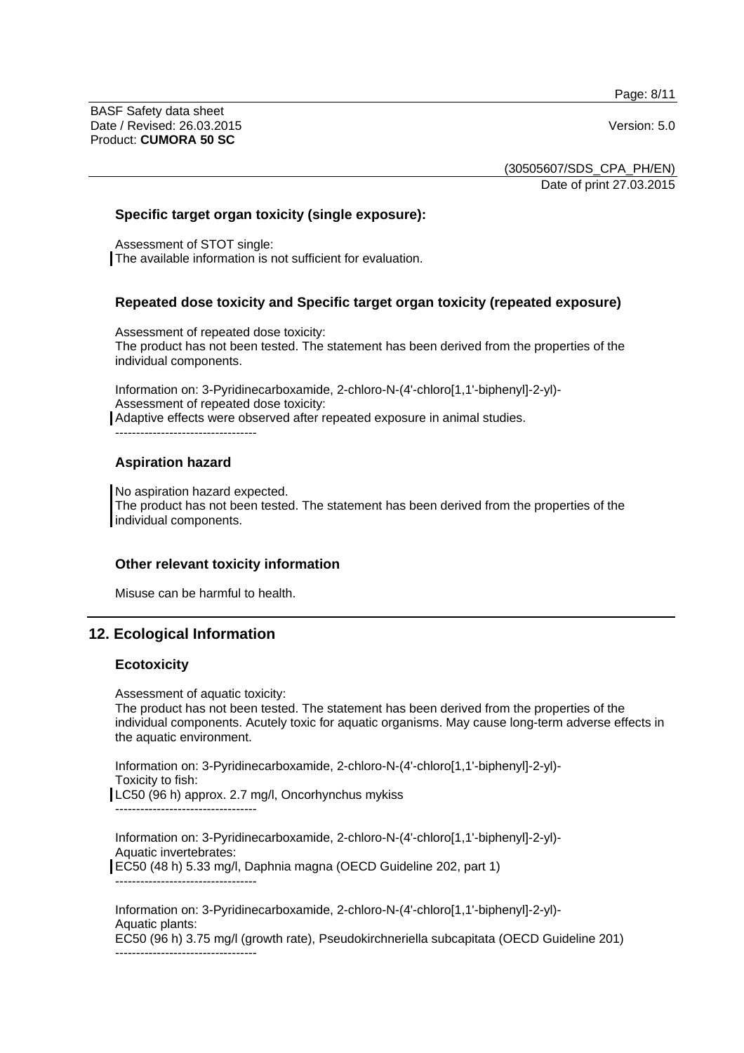### Specific target organ toxicity (single exposure):

Assessment of STOT single:
The available information is not sufficient for evaluation.

### Repeated dose toxicity and Specific target organ toxicity (repeated exposure)

Assessment of repeated dose toxicity:
The product has not been tested. The statement has been derived from the properties of the individual components.

Information on: 3-Pyridinecarboxamide, 2-chloro-N-(4'-chloro[1,1'-biphenyl]-2-yl)-
Assessment of repeated dose toxicity:
Adaptive effects were observed after repeated exposure in animal studies.
----------------------------------

### Aspiration hazard

No aspiration hazard expected.
The product has not been tested. The statement has been derived from the properties of the individual components.

### Other relevant toxicity information

Misuse can be harmful to health.

## 12. Ecological Information

### Ecotoxicity

Assessment of aquatic toxicity:
The product has not been tested. The statement has been derived from the properties of the individual components. Acutely toxic for aquatic organisms. May cause long-term adverse effects in the aquatic environment.

Information on: 3-Pyridinecarboxamide, 2-chloro-N-(4'-chloro[1,1'-biphenyl]-2-yl)-
Toxicity to fish:
LC50 (96 h) approx. 2.7 mg/l, Oncorhynchus mykiss
----------------------------------

Information on: 3-Pyridinecarboxamide, 2-chloro-N-(4'-chloro[1,1'-biphenyl]-2-yl)-
Aquatic invertebrates:
EC50 (48 h) 5.33 mg/l, Daphnia magna (OECD Guideline 202, part 1)
----------------------------------

Information on: 3-Pyridinecarboxamide, 2-chloro-N-(4'-chloro[1,1'-biphenyl]-2-yl)-
Aquatic plants:
EC50 (96 h) 3.75 mg/l (growth rate), Pseudokirchneriella subcapitata (OECD Guideline 201)
----------------------------------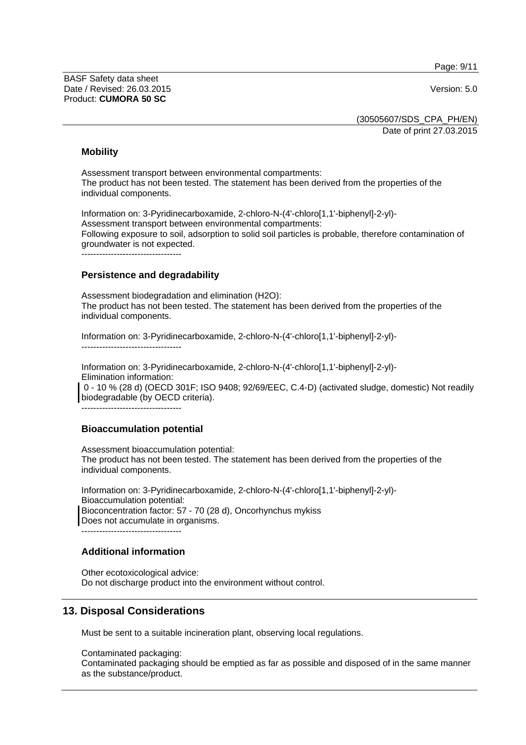### Mobility

Assessment transport between environmental compartments:
The product has not been tested. The statement has been derived from the properties of the individual components.

Information on: 3-Pyridinecarboxamide, 2-chloro-N-(4'-chloro[1,1'-biphenyl]-2-yl)-
Assessment transport between environmental compartments:
Following exposure to soil, adsorption to solid soil particles is probable, therefore contamination of groundwater is not expected.

----------------------------------

### Persistence and degradability

Assessment biodegradation and elimination (H2O):
The product has not been tested. The statement has been derived from the properties of the individual components.

Information on: 3-Pyridinecarboxamide, 2-chloro-N-(4'-chloro[1,1'-biphenyl]-2-yl)-

----------------------------------

Information on: 3-Pyridinecarboxamide, 2-chloro-N-(4'-chloro[1,1'-biphenyl]-2-yl)-
Elimination information:
0 - 10 % (28 d) (OECD 301F; ISO 9408; 92/69/EEC, C.4-D) (activated sludge, domestic) Not readily biodegradable (by OECD criteria).

----------------------------------

### Bioaccumulation potential

Assessment bioaccumulation potential:
The product has not been tested. The statement has been derived from the properties of the individual components.

Information on: 3-Pyridinecarboxamide, 2-chloro-N-(4'-chloro[1,1'-biphenyl]-2-yl)-
Bioaccumulation potential:
Bioconcentration factor: 57 - 70 (28 d), Oncorhynchus mykiss
Does not accumulate in organisms.

----------------------------------

### Additional information

Other ecotoxicological advice:
Do not discharge product into the environment without control.

## 13. Disposal Considerations

Must be sent to a suitable incineration plant, observing local regulations.

Contaminated packaging:
Contaminated packaging should be emptied as far as possible and disposed of in the same manner as the substance/product.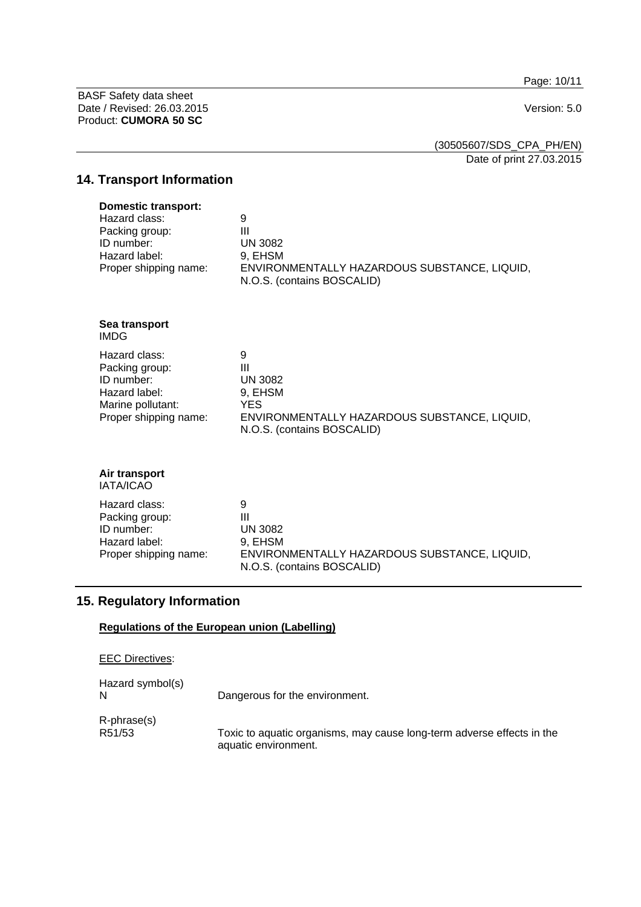## 14. Transport Information

**Domestic transport:**

| | |
|---|---|
| Hazard class: | 9 |
| Packing group: | III |
| ID number: | UN 3082 |
| Hazard label: | 9, EHSM |
| Proper shipping name: | ENVIRONMENTALLY HAZARDOUS SUBSTANCE, LIQUID, N.O.S. (contains BOSCALID) |

**Sea transport**
IMDG

| | |
|---|---|
| Hazard class: | 9 |
| Packing group: | III |
| ID number: | UN 3082 |
| Hazard label: | 9, EHSM |
| Marine pollutant: | YES |
| Proper shipping name: | ENVIRONMENTALLY HAZARDOUS SUBSTANCE, LIQUID, N.O.S. (contains BOSCALID) |

**Air transport**
IATA/ICAO

| | |
|---|---|
| Hazard class: | 9 |
| Packing group: | III |
| ID number: | UN 3082 |
| Hazard label: | 9, EHSM |
| Proper shipping name: | ENVIRONMENTALLY HAZARDOUS SUBSTANCE, LIQUID, N.O.S. (contains BOSCALID) |

## 15. Regulatory Information

**Regulations of the European union (Labelling)**

EEC Directives:

Hazard symbol(s)
N — Dangerous for the environment.

R-phrase(s)
R51/53 — Toxic to aquatic organisms, may cause long-term adverse effects in the aquatic environment.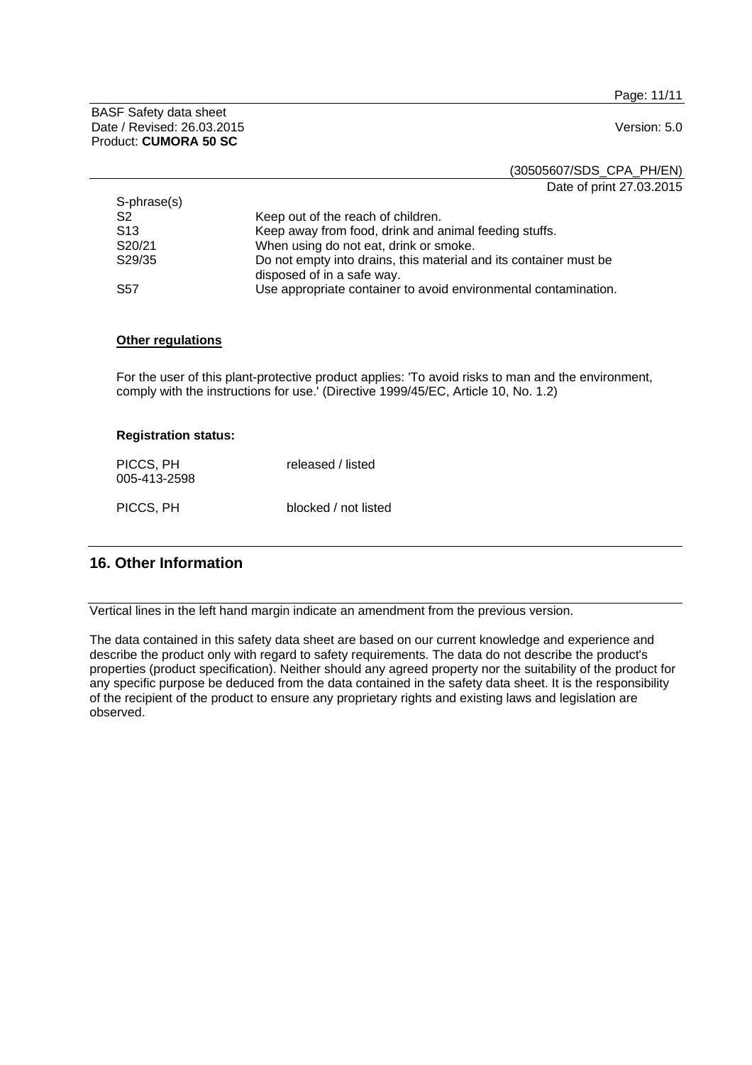S-phrase(s)

| | |
|---|---|
| S2 | Keep out of the reach of children. |
| S13 | Keep away from food, drink and animal feeding stuffs. |
| S20/21 | When using do not eat, drink or smoke. |
| S29/35 | Do not empty into drains, this material and its container must be disposed of in a safe way. |
| S57 | Use appropriate container to avoid environmental contamination. |

**Other regulations**

For the user of this plant-protective product applies: 'To avoid risks to man and the environment, comply with the instructions for use.' (Directive 1999/45/EC, Article 10, No. 1.2)

**Registration status:**

| | |
|---|---|
| PICCS, PH 005-413-2598 | released / listed |
| PICCS, PH | blocked / not listed |

## 16. Other Information

Vertical lines in the left hand margin indicate an amendment from the previous version.

The data contained in this safety data sheet are based on our current knowledge and experience and describe the product only with regard to safety requirements. The data do not describe the product's properties (product specification). Neither should any agreed property nor the suitability of the product for any specific purpose be deduced from the data contained in the safety data sheet. It is the responsibility of the recipient of the product to ensure any proprietary rights and existing laws and legislation are observed.